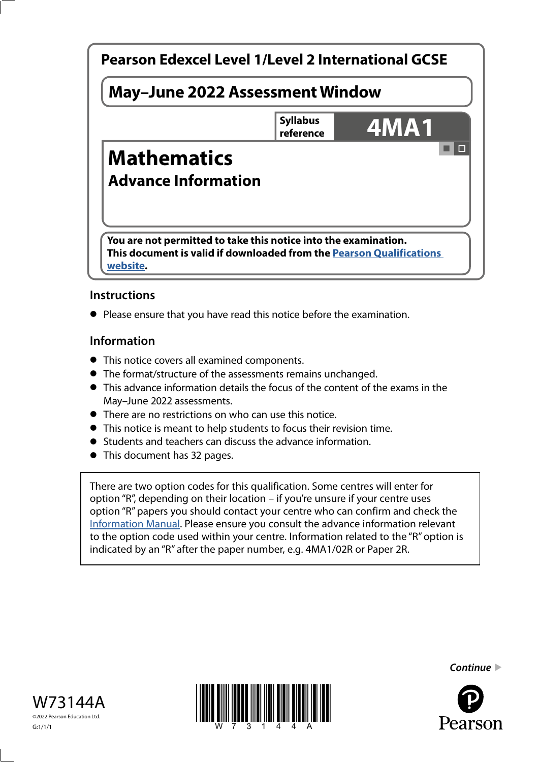# Pearson Edexcel Level 1/Level 2 International GCSE

## May–June 2022 Assessment Window

**Syllabus reference** **4MA1**

# Mathematics

## Advance Information

**You are not permitted to take this notice into the examination.**
**This document is valid if downloaded from the Pearson Qualifications website.**

### Instructions

- Please ensure that you have read this notice before the examination.

### Information

- This notice covers all examined components.
- The format/structure of the assessments remains unchanged.
- This advance information details the focus of the content of the exams in the May–June 2022 assessments.
- There are no restrictions on who can use this notice.
- This notice is meant to help students to focus their revision time.
- Students and teachers can discuss the advance information.
- This document has 32 pages.

There are two option codes for this qualification. Some centres will enter for option "R", depending on their location – if you're unsure if your centre uses option "R" papers you should contact your centre who can confirm and check the Information Manual. Please ensure you consult the advance information relevant to the option code used within your centre. Information related to the "R" option is indicated by an "R" after the paper number, e.g. 4MA1/02R or Paper 2R.

W73144A

©2022 Pearson Education Ltd.

G:1/1/1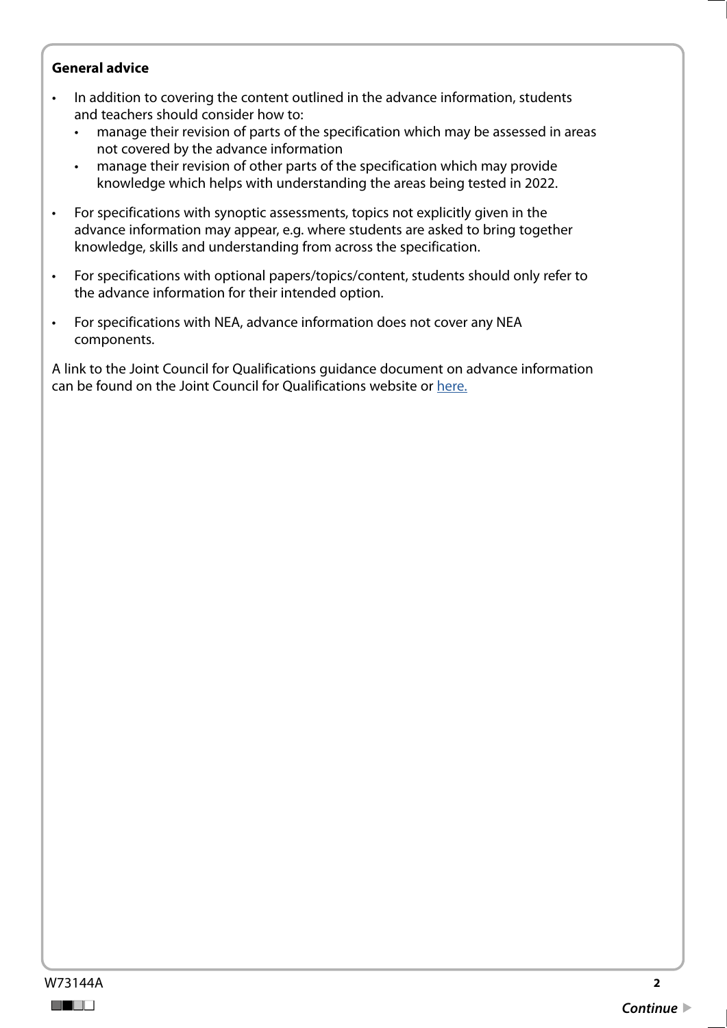**General advice**

- In addition to covering the content outlined in the advance information, students and teachers should consider how to:
  - manage their revision of parts of the specification which may be assessed in areas not covered by the advance information
  - manage their revision of other parts of the specification which may provide knowledge which helps with understanding the areas being tested in 2022.
- For specifications with synoptic assessments, topics not explicitly given in the advance information may appear, e.g. where students are asked to bring together knowledge, skills and understanding from across the specification.
- For specifications with optional papers/topics/content, students should only refer to the advance information for their intended option.
- For specifications with NEA, advance information does not cover any NEA components.

A link to the Joint Council for Qualifications guidance document on advance information can be found on the Joint Council for Qualifications website or here.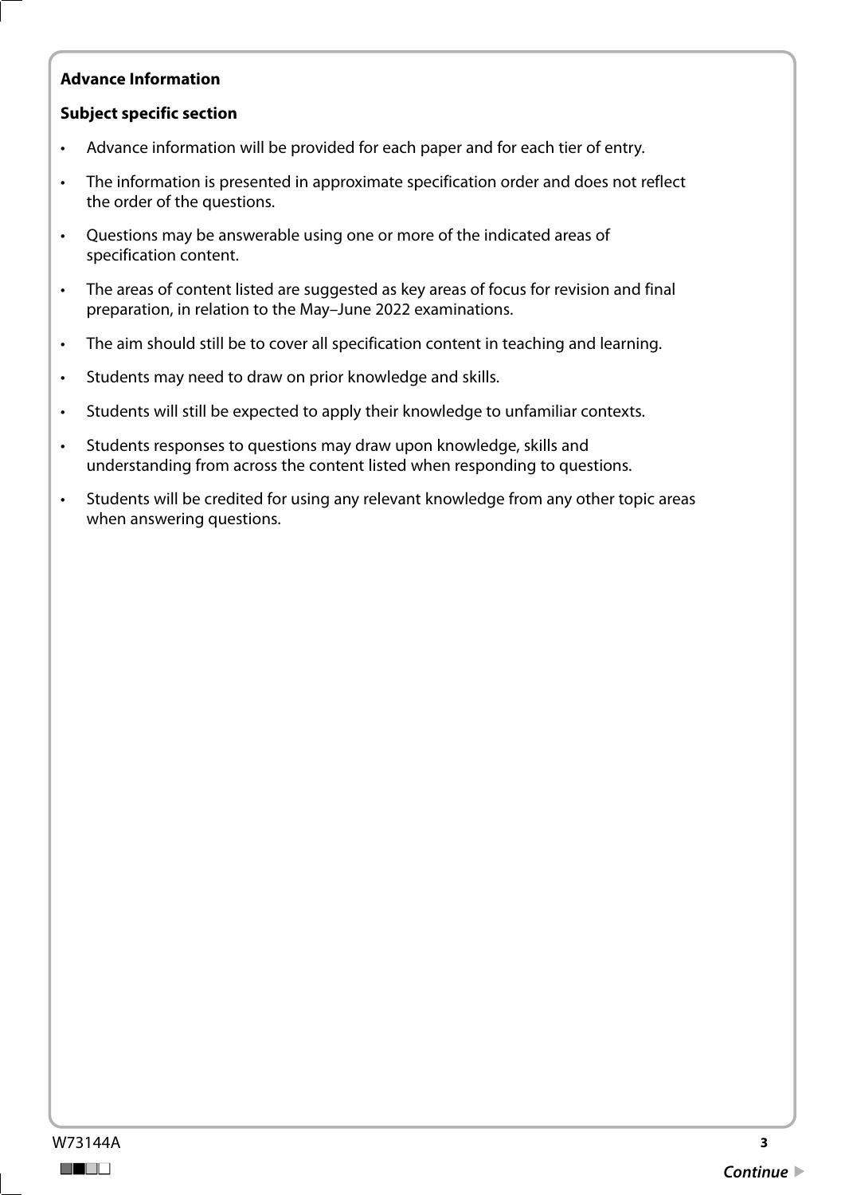**Advance Information**

**Subject specific section**

- Advance information will be provided for each paper and for each tier of entry.
- The information is presented in approximate specification order and does not reflect the order of the questions.
- Questions may be answerable using one or more of the indicated areas of specification content.
- The areas of content listed are suggested as key areas of focus for revision and final preparation, in relation to the May–June 2022 examinations.
- The aim should still be to cover all specification content in teaching and learning.
- Students may need to draw on prior knowledge and skills.
- Students will still be expected to apply their knowledge to unfamiliar contexts.
- Students responses to questions may draw upon knowledge, skills and understanding from across the content listed when responding to questions.
- Students will be credited for using any relevant knowledge from any other topic areas when answering questions.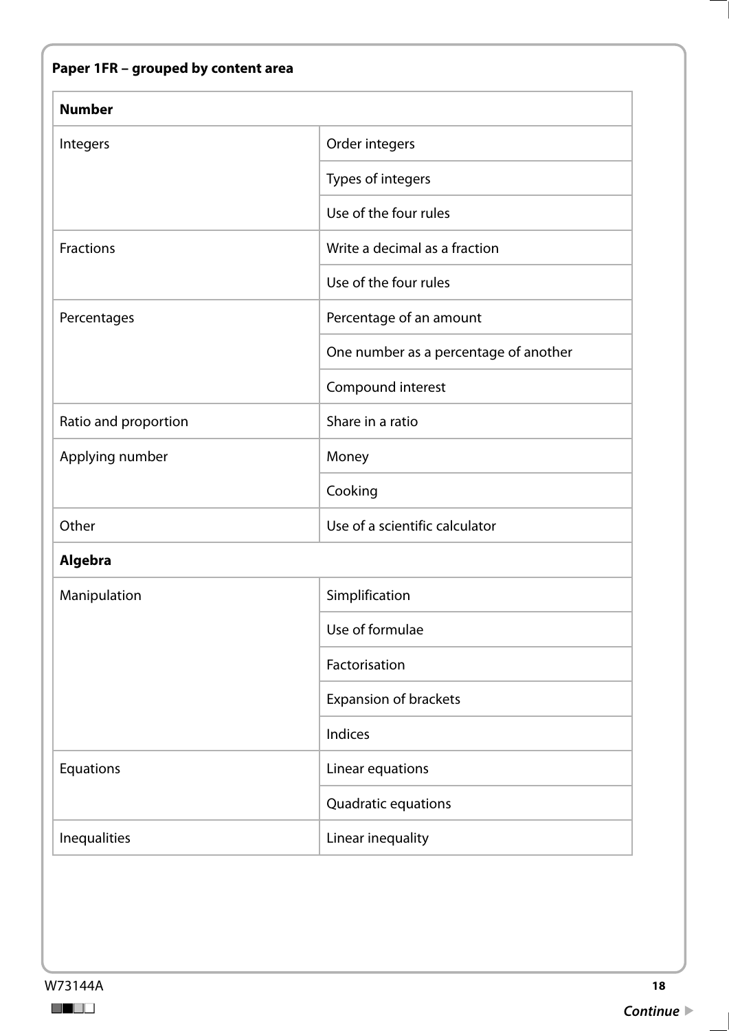**Paper 1FR – grouped by content area**

| **Number** | |
|---|---|
| Integers | Order integers |
| | Types of integers |
| | Use of the four rules |
| Fractions | Write a decimal as a fraction |
| | Use of the four rules |
| Percentages | Percentage of an amount |
| | One number as a percentage of another |
| | Compound interest |
| Ratio and proportion | Share in a ratio |
| Applying number | Money |
| | Cooking |
| Other | Use of a scientific calculator |
| **Algebra** | |
| Manipulation | Simplification |
| | Use of formulae |
| | Factorisation |
| | Expansion of brackets |
| | Indices |
| Equations | Linear equations |
| | Quadratic equations |
| Inequalities | Linear inequality |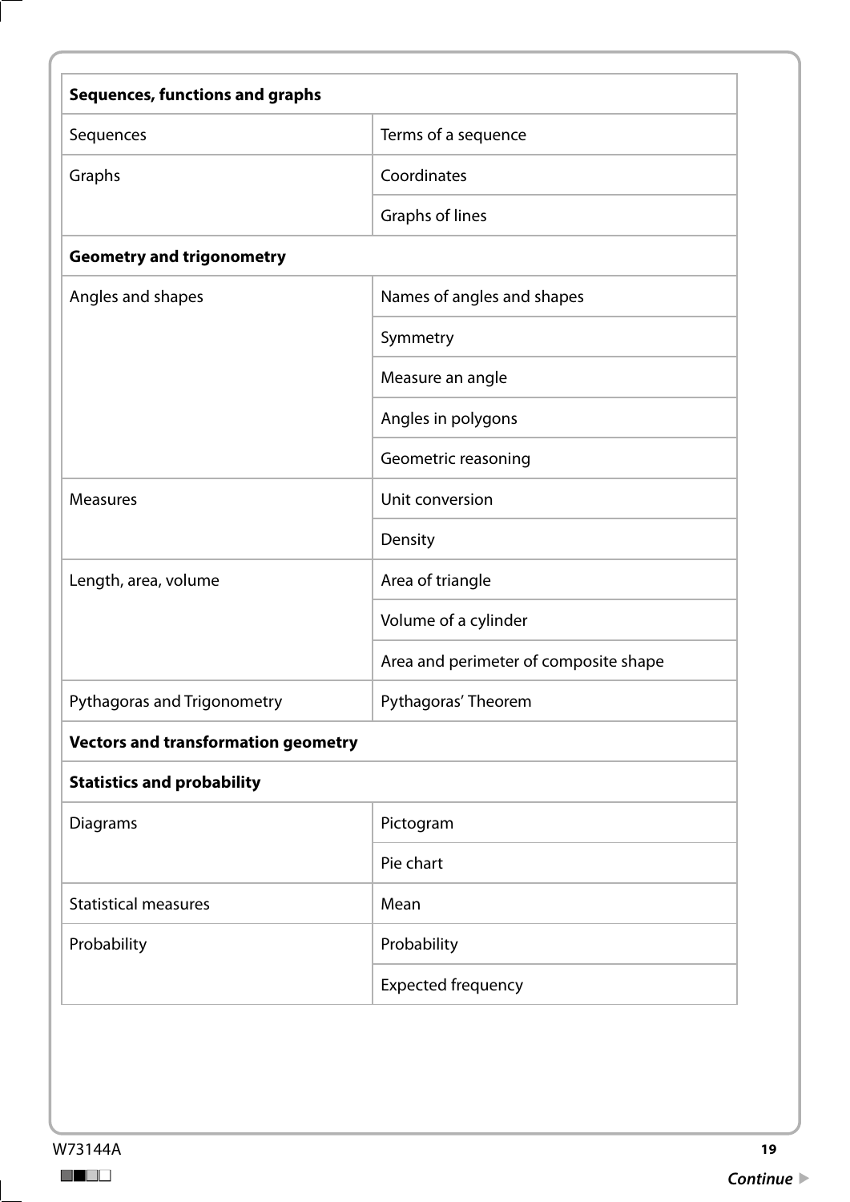| Sequences, functions and graphs | |
|---|---|
| Sequences | Terms of a sequence |
| Graphs | Coordinates |
| | Graphs of lines |
| **Geometry and trigonometry** | |
| Angles and shapes | Names of angles and shapes |
| | Symmetry |
| | Measure an angle |
| | Angles in polygons |
| | Geometric reasoning |
| Measures | Unit conversion |
| | Density |
| Length, area, volume | Area of triangle |
| | Volume of a cylinder |
| | Area and perimeter of composite shape |
| Pythagoras and Trigonometry | Pythagoras' Theorem |
| **Vectors and transformation geometry** | |
| **Statistics and probability** | |
| Diagrams | Pictogram |
| | Pie chart |
| Statistical measures | Mean |
| Probability | Probability |
| | Expected frequency |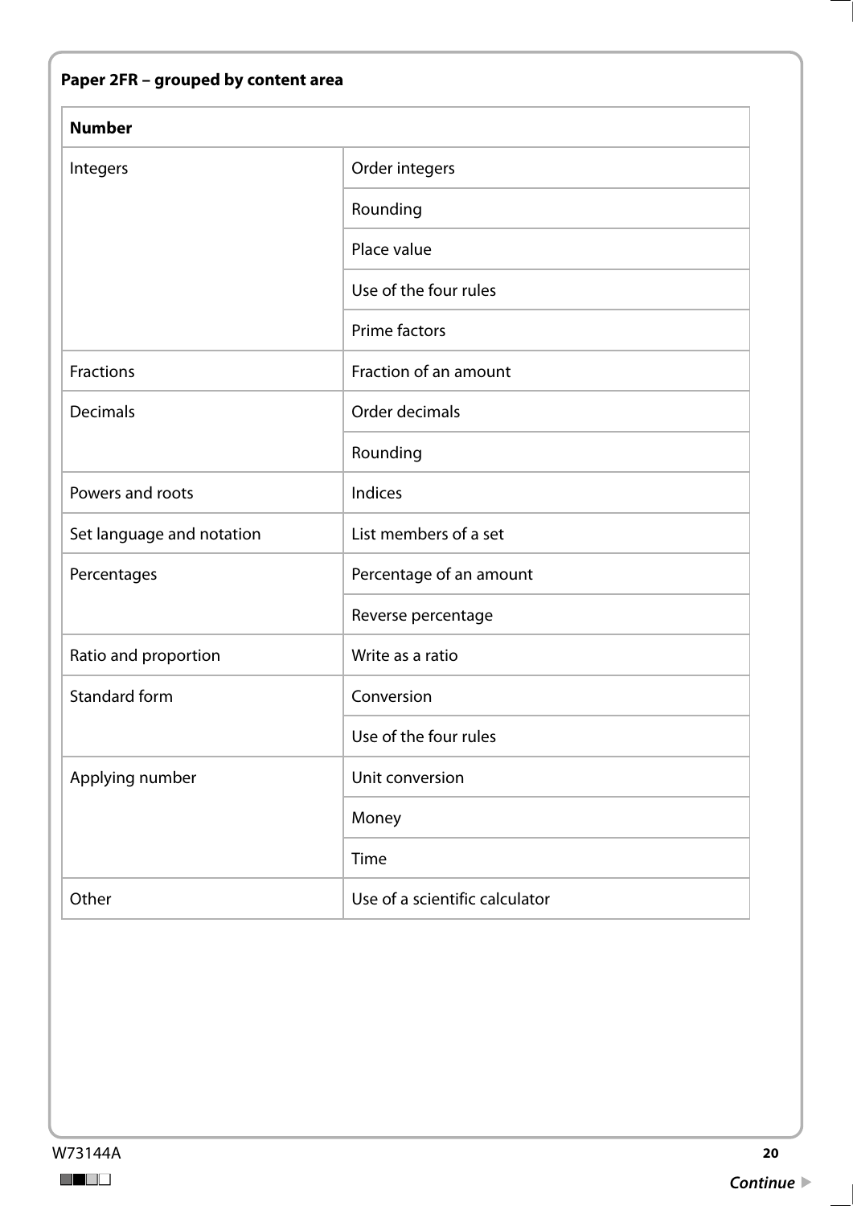**Paper 2FR – grouped by content area**

| **Number** | |
|---|---|
| Integers | Order integers |
| | Rounding |
| | Place value |
| | Use of the four rules |
| | Prime factors |
| Fractions | Fraction of an amount |
| Decimals | Order decimals |
| | Rounding |
| Powers and roots | Indices |
| Set language and notation | List members of a set |
| Percentages | Percentage of an amount |
| | Reverse percentage |
| Ratio and proportion | Write as a ratio |
| Standard form | Conversion |
| | Use of the four rules |
| Applying number | Unit conversion |
| | Money |
| | Time |
| Other | Use of a scientific calculator |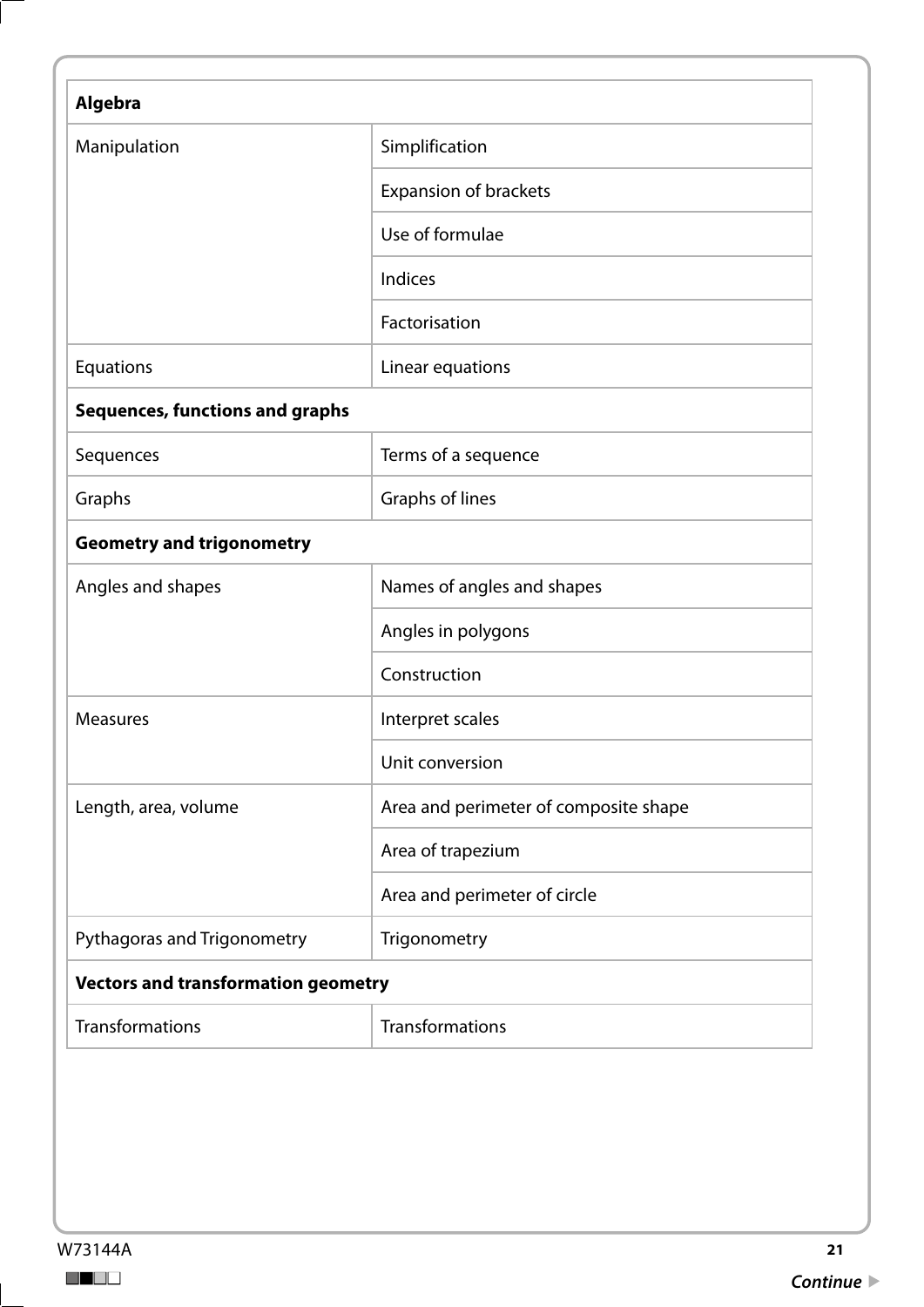| Algebra | |
|---|---|
| Manipulation | Simplification |
| | Expansion of brackets |
| | Use of formulae |
| | Indices |
| | Factorisation |
| Equations | Linear equations |
| **Sequences, functions and graphs** | |
| Sequences | Terms of a sequence |
| Graphs | Graphs of lines |
| **Geometry and trigonometry** | |
| Angles and shapes | Names of angles and shapes |
| | Angles in polygons |
| | Construction |
| Measures | Interpret scales |
| | Unit conversion |
| Length, area, volume | Area and perimeter of composite shape |
| | Area of trapezium |
| | Area and perimeter of circle |
| Pythagoras and Trigonometry | Trigonometry |
| **Vectors and transformation geometry** | |
| Transformations | Transformations |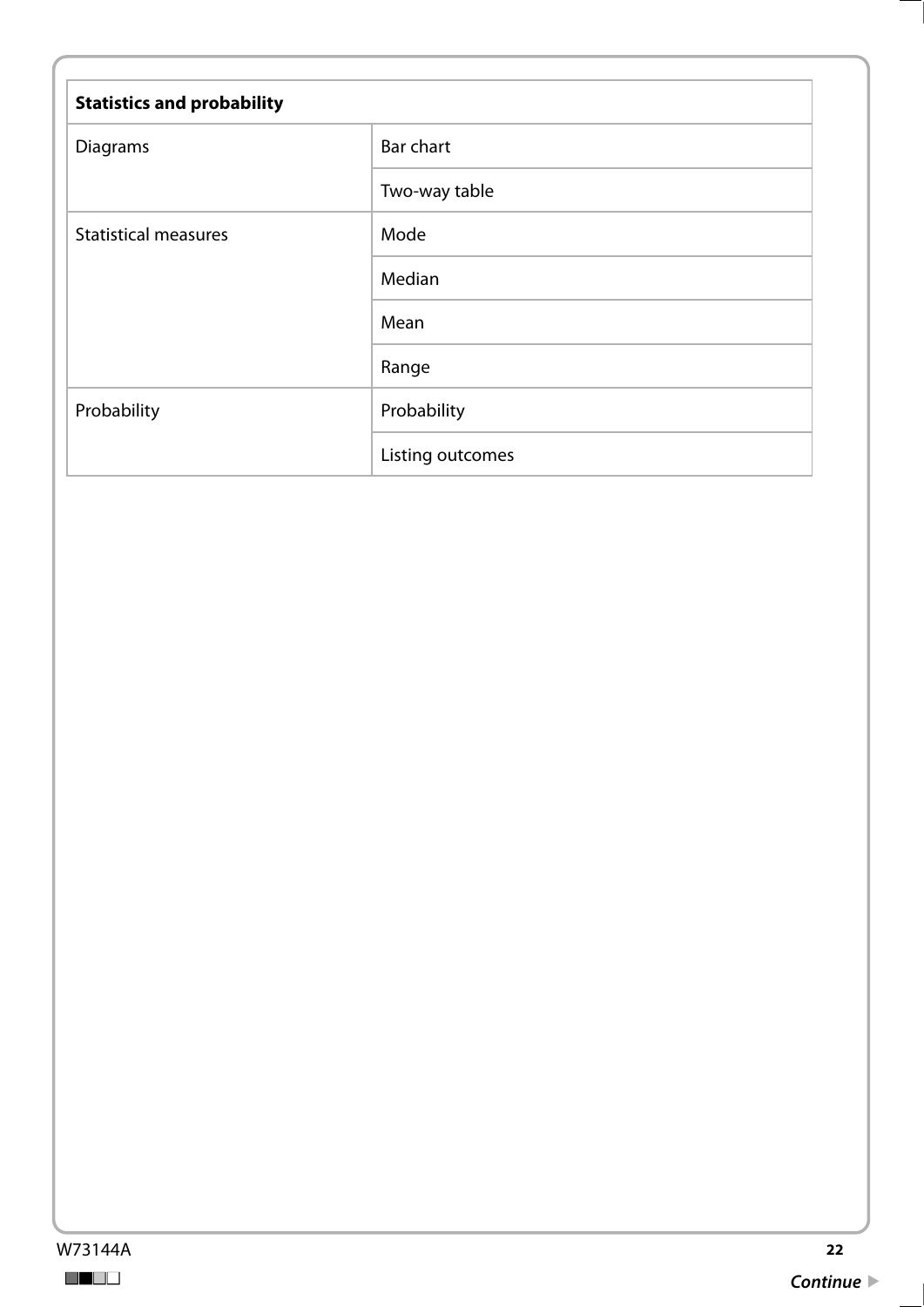| Statistics and probability | |
|---|---|
| Diagrams | Bar chart |
| | Two-way table |
| Statistical measures | Mode |
| | Median |
| | Mean |
| | Range |
| Probability | Probability |
| | Listing outcomes |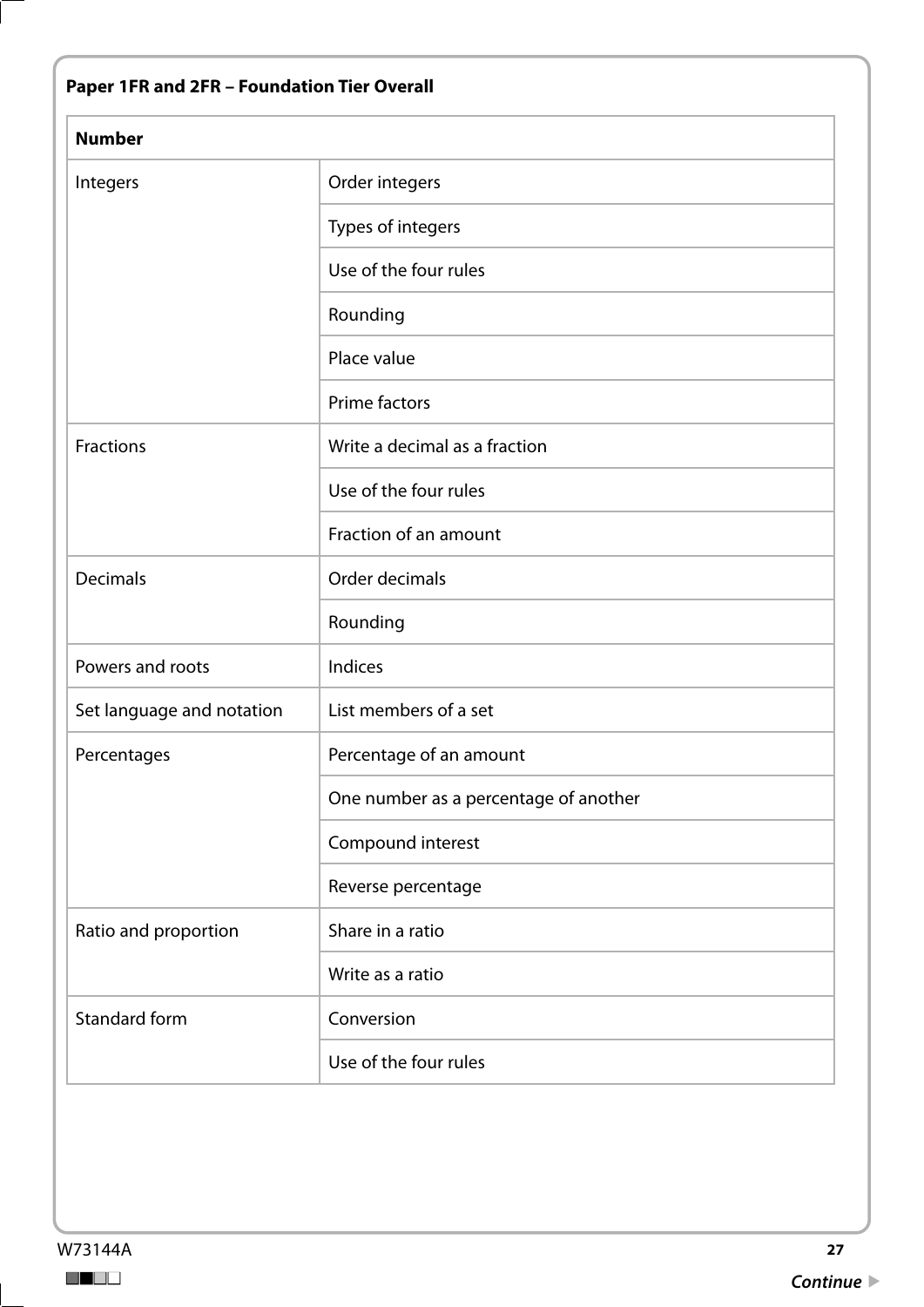**Paper 1FR and 2FR – Foundation Tier Overall**

| Number | |
|---|---|
| Integers | Order integers |
| | Types of integers |
| | Use of the four rules |
| | Rounding |
| | Place value |
| | Prime factors |
| Fractions | Write a decimal as a fraction |
| | Use of the four rules |
| | Fraction of an amount |
| Decimals | Order decimals |
| | Rounding |
| Powers and roots | Indices |
| Set language and notation | List members of a set |
| Percentages | Percentage of an amount |
| | One number as a percentage of another |
| | Compound interest |
| | Reverse percentage |
| Ratio and proportion | Share in a ratio |
| | Write as a ratio |
| Standard form | Conversion |
| | Use of the four rules |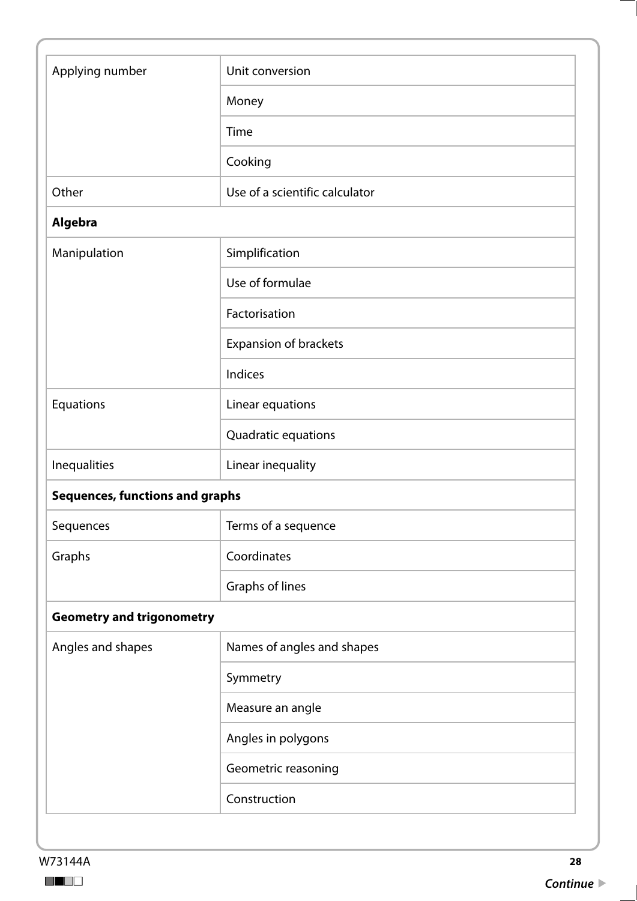| | |
|---|---|
| Applying number | Unit conversion |
| | Money |
| | Time |
| | Cooking |
| Other | Use of a scientific calculator |
| **Algebra** | |
| Manipulation | Simplification |
| | Use of formulae |
| | Factorisation |
| | Expansion of brackets |
| | Indices |
| Equations | Linear equations |
| | Quadratic equations |
| Inequalities | Linear inequality |
| **Sequences, functions and graphs** | |
| Sequences | Terms of a sequence |
| Graphs | Coordinates |
| | Graphs of lines |
| **Geometry and trigonometry** | |
| Angles and shapes | Names of angles and shapes |
| | Symmetry |
| | Measure an angle |
| | Angles in polygons |
| | Geometric reasoning |
| | Construction |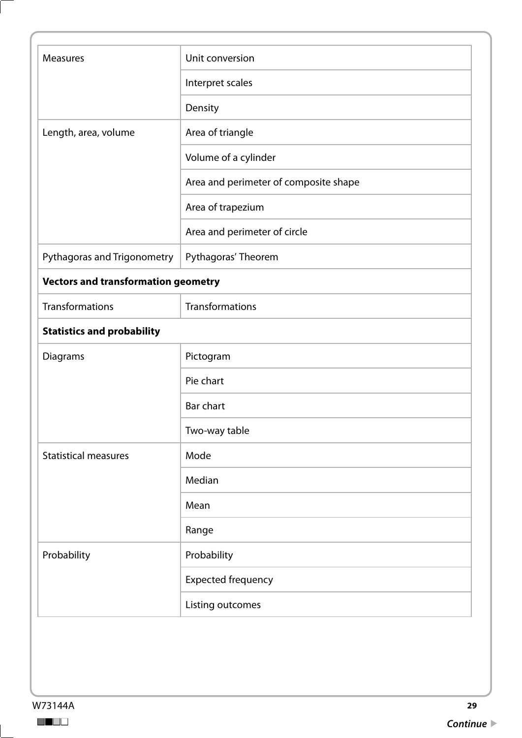| | |
|---|---|
| Measures | Unit conversion |
| | Interpret scales |
| | Density |
| Length, area, volume | Area of triangle |
| | Volume of a cylinder |
| | Area and perimeter of composite shape |
| | Area of trapezium |
| | Area and perimeter of circle |
| Pythagoras and Trigonometry | Pythagoras' Theorem |
| **Vectors and transformation geometry** | |
| Transformations | Transformations |
| **Statistics and probability** | |
| Diagrams | Pictogram |
| | Pie chart |
| | Bar chart |
| | Two-way table |
| Statistical measures | Mode |
| | Median |
| | Mean |
| | Range |
| Probability | Probability |
| | Expected frequency |
| | Listing outcomes |

W73144A

*Continue* ▶